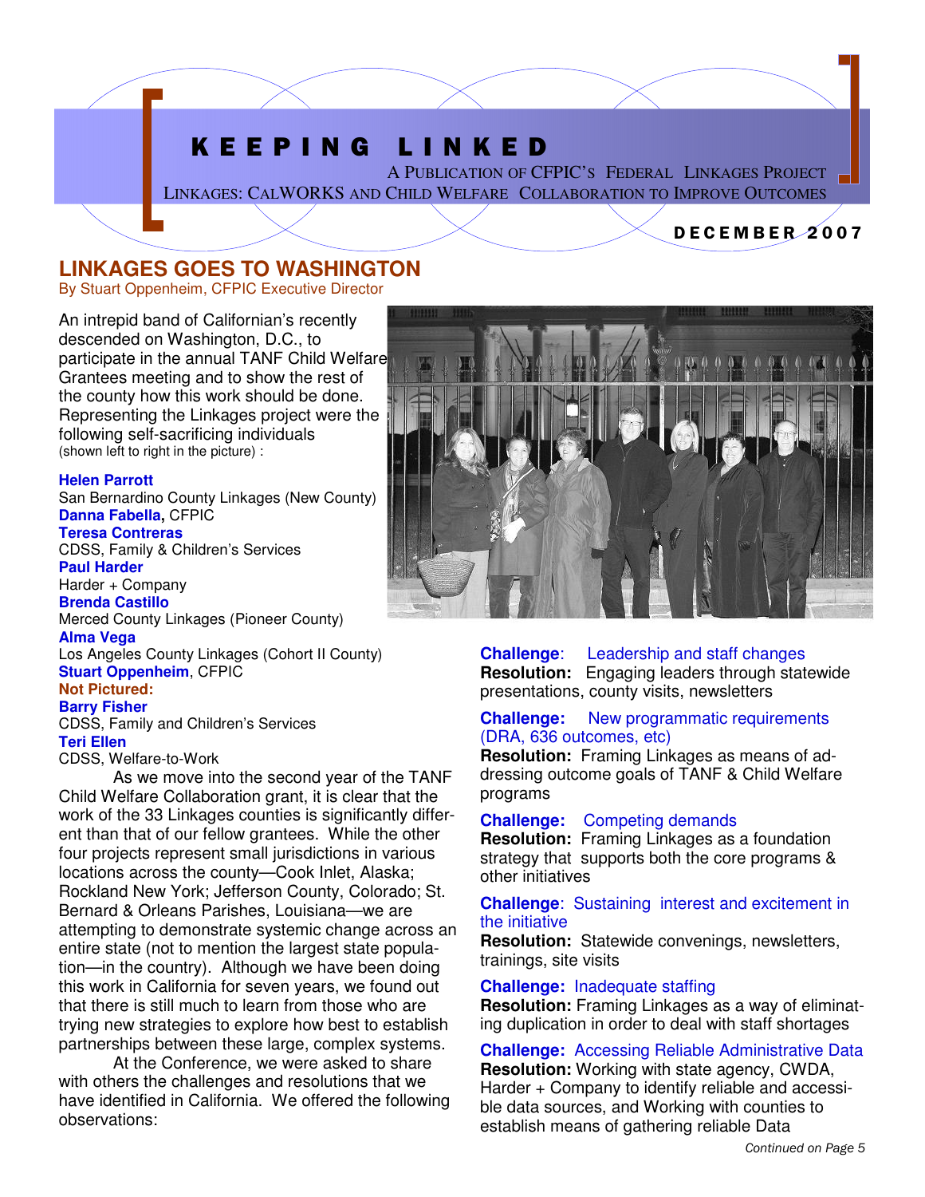# KEEPING LINKED

A PUBLICATION OF CFPIC'S FEDERAL LINKAGES PROJECT

LINKAGES: CALWORKS AND CHILD WELFARE COLLABORATION TO IMPROVE OUTCOMES

DECEMBER 2007

## LINKAGES GOES TO WASHINGTON

By Stuart Oppenheim, CFPIC Executive Director

An intrepid band of Californian's recently descended on Washington, D.C., to participate in the annual TANF Child Welfare Grantees meeting and to show the rest of the county how this work should be done. Representing the Linkages project were the following self-sacrificing individuals (shown left to right in the picture) :

**Helen Parrott**
San Bernardino County Linkages (New County)
**Danna Fabella**, CFPIC
**Teresa Contreras**
CDSS, Family & Children's Services
**Paul Harder**
Harder + Company
**Brenda Castillo**
Merced County Linkages (Pioneer County)
**Alma Vega**
Los Angeles County Linkages (Cohort II County)
**Stuart Oppenheim**, CFPIC
**Not Pictured:**
**Barry Fisher**
CDSS, Family and Children's Services
**Teri Ellen**
CDSS, Welfare-to-Work

As we move into the second year of the TANF Child Welfare Collaboration grant, it is clear that the work of the 33 Linkages counties is significantly different than that of our fellow grantees. While the other four projects represent small jurisdictions in various locations across the county—Cook Inlet, Alaska; Rockland New York; Jefferson County, Colorado; St. Bernard & Orleans Parishes, Louisiana—we are attempting to demonstrate systemic change across an entire state (not to mention the largest state population—in the country). Although we have been doing this work in California for seven years, we found out that there is still much to learn from those who are trying new strategies to explore how best to establish partnerships between these large, complex systems.

At the Conference, we were asked to share with others the challenges and resolutions that we have identified in California. We offered the following observations:

**Challenge:** Leadership and staff changes
**Resolution:** Engaging leaders through statewide presentations, county visits, newsletters

**Challenge:** New programmatic requirements (DRA, 636 outcomes, etc)
**Resolution:** Framing Linkages as means of addressing outcome goals of TANF & Child Welfare programs

**Challenge:** Competing demands
**Resolution:** Framing Linkages as a foundation strategy that supports both the core programs & other initiatives

**Challenge:** Sustaining interest and excitement in the initiative
**Resolution:** Statewide convenings, newsletters, trainings, site visits

**Challenge:** Inadequate staffing
**Resolution:** Framing Linkages as a way of eliminating duplication in order to deal with staff shortages

**Challenge:** Accessing Reliable Administrative Data
**Resolution:** Working with state agency, CWDA, Harder + Company to identify reliable and accessible data sources, and Working with counties to establish means of gathering reliable Data

*Continued on Page 5*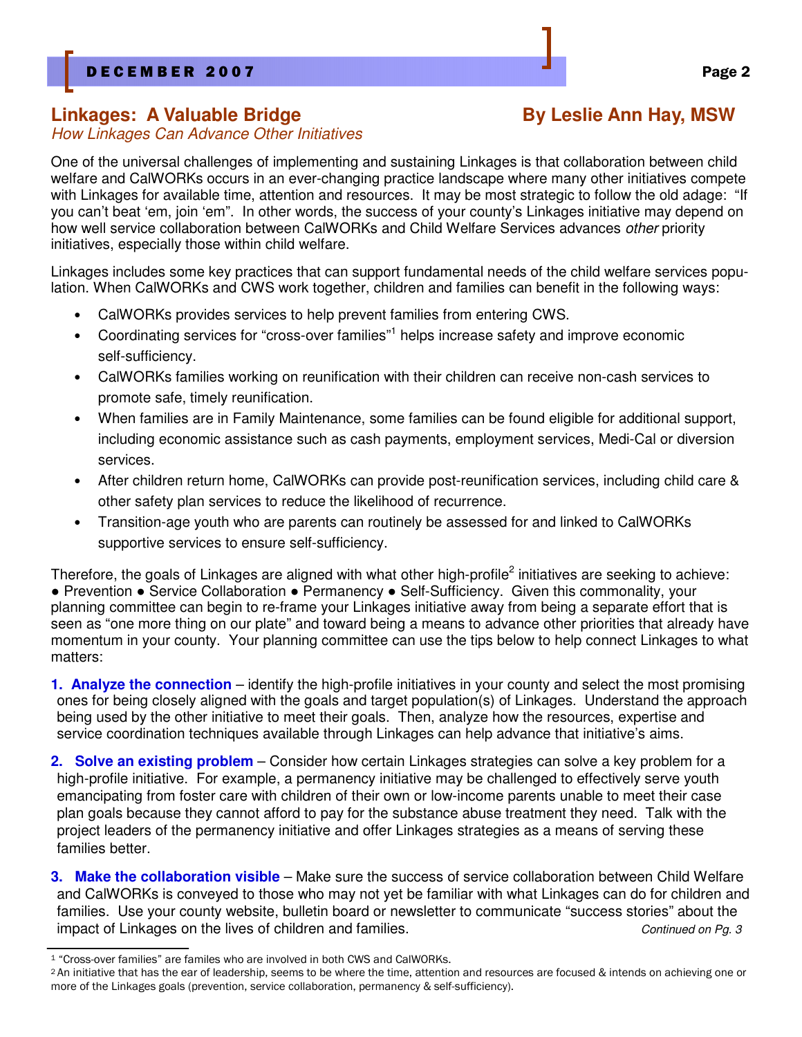## Linkages: A Valuable Bridge — By Leslie Ann Hay, MSW

*How Linkages Can Advance Other Initiatives*

One of the universal challenges of implementing and sustaining Linkages is that collaboration between child welfare and CalWORKs occurs in an ever-changing practice landscape where many other initiatives compete with Linkages for available time, attention and resources. It may be most strategic to follow the old adage: "If you can't beat 'em, join 'em". In other words, the success of your county's Linkages initiative may depend on how well service collaboration between CalWORKs and Child Welfare Services advances *other* priority initiatives, especially those within child welfare.

Linkages includes some key practices that can support fundamental needs of the child welfare services population. When CalWORKs and CWS work together, children and families can benefit in the following ways:

- CalWORKs provides services to help prevent families from entering CWS.
- Coordinating services for "cross-over families"[1] helps increase safety and improve economic self-sufficiency.
- CalWORKs families working on reunification with their children can receive non-cash services to promote safe, timely reunification.
- When families are in Family Maintenance, some families can be found eligible for additional support, including economic assistance such as cash payments, employment services, Medi-Cal or diversion services.
- After children return home, CalWORKs can provide post-reunification services, including child care & other safety plan services to reduce the likelihood of recurrence.
- Transition-age youth who are parents can routinely be assessed for and linked to CalWORKs supportive services to ensure self-sufficiency.

Therefore, the goals of Linkages are aligned with what other high-profile[2] initiatives are seeking to achieve: ● Prevention ● Service Collaboration ● Permanency ● Self-Sufficiency. Given this commonality, your planning committee can begin to re-frame your Linkages initiative away from being a separate effort that is seen as "one more thing on our plate" and toward being a means to advance other priorities that already have momentum in your county. Your planning committee can use the tips below to help connect Linkages to what matters:

1. **Analyze the connection** – identify the high-profile initiatives in your county and select the most promising ones for being closely aligned with the goals and target population(s) of Linkages. Understand the approach being used by the other initiative to meet their goals. Then, analyze how the resources, expertise and service coordination techniques available through Linkages can help advance that initiative's aims.

2. **Solve an existing problem** – Consider how certain Linkages strategies can solve a key problem for a high-profile initiative. For example, a permanency initiative may be challenged to effectively serve youth emancipating from foster care with children of their own or low-income parents unable to meet their case plan goals because they cannot afford to pay for the substance abuse treatment they need. Talk with the project leaders of the permanency initiative and offer Linkages strategies as a means of serving these families better.

3. **Make the collaboration visible** – Make sure the success of service collaboration between Child Welfare and CalWORKs is conveyed to those who may not yet be familiar with what Linkages can do for children and families. Use your county website, bulletin board or newsletter to communicate "success stories" about the impact of Linkages on the lives of children and families.

*Continued on Pg. 3*

---

[1] "Cross-over families" are familes who are involved in both CWS and CalWORKs.

[2] An initiative that has the ear of leadership, seems to be where the time, attention and resources are focused & intends on achieving one or more of the Linkages goals (prevention, service collaboration, permanency & self-sufficiency).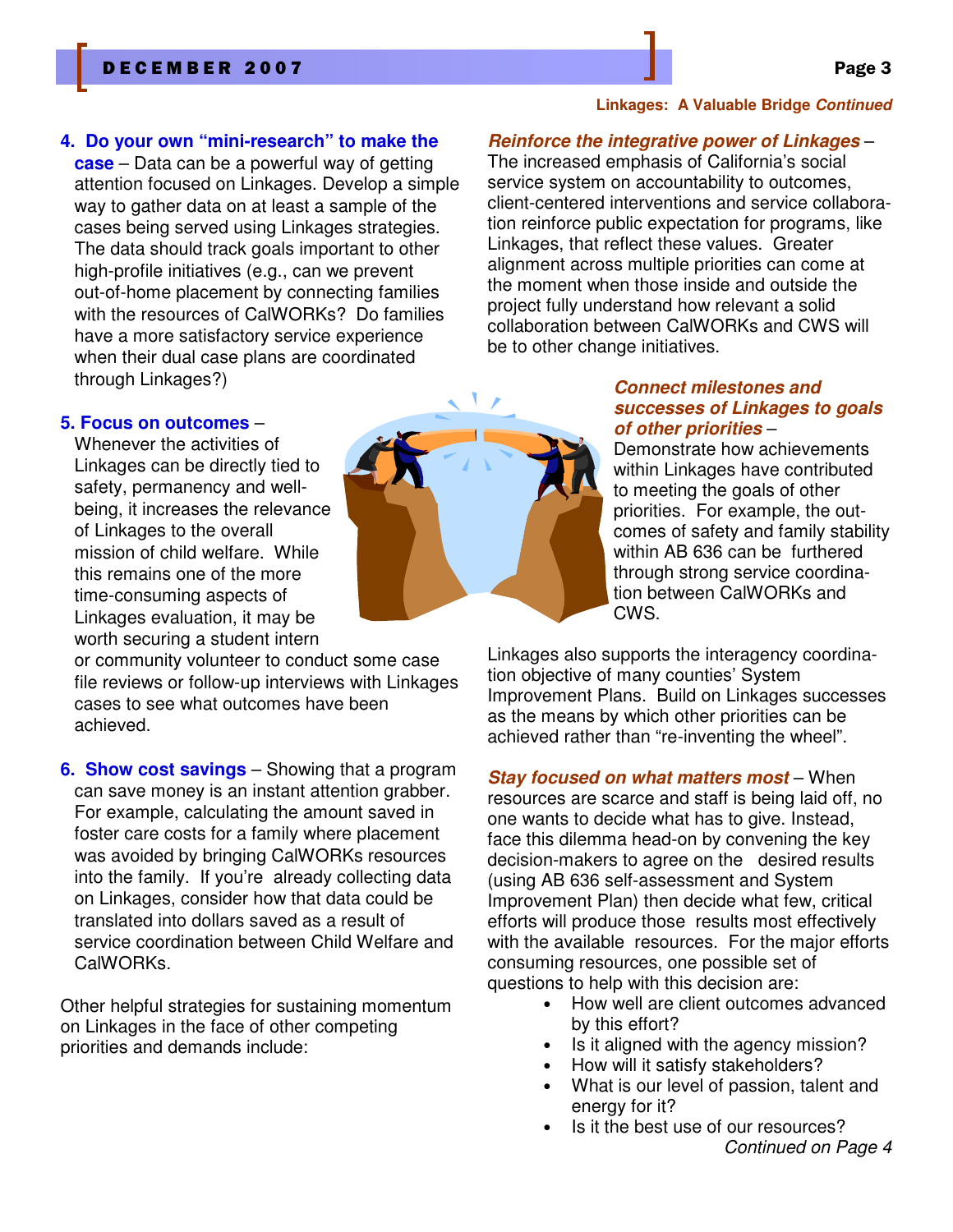**Linkages: A Valuable Bridge *Continued***

**4. Do your own "mini-research" to make the case** – Data can be a powerful way of getting attention focused on Linkages. Develop a simple way to gather data on at least a sample of the cases being served using Linkages strategies. The data should track goals important to other high-profile initiatives (e.g., can we prevent out-of-home placement by connecting families with the resources of CalWORKs? Do families have a more satisfactory service experience when their dual case plans are coordinated through Linkages?)

**5. Focus on outcomes** – Whenever the activities of Linkages can be directly tied to safety, permanency and well-being, it increases the relevance of Linkages to the overall mission of child welfare. While this remains one of the more time-consuming aspects of Linkages evaluation, it may be worth securing a student intern or community volunteer to conduct some case file reviews or follow-up interviews with Linkages cases to see what outcomes have been achieved.

**6. Show cost savings** – Showing that a program can save money is an instant attention grabber. For example, calculating the amount saved in foster care costs for a family where placement was avoided by bringing CalWORKs resources into the family. If you're already collecting data on Linkages, consider how that data could be translated into dollars saved as a result of service coordination between Child Welfare and CalWORKs.

Other helpful strategies for sustaining momentum on Linkages in the face of other competing priorities and demands include:

***Reinforce the integrative power of Linkages*** – The increased emphasis of California's social service system on accountability to outcomes, client-centered interventions and service collaboration reinforce public expectation for programs, like Linkages, that reflect these values. Greater alignment across multiple priorities can come at the moment when those inside and outside the project fully understand how relevant a solid collaboration between CalWORKs and CWS will be to other change initiatives.

***Connect milestones and successes of Linkages to goals of other priorities*** – Demonstrate how achievements within Linkages have contributed to meeting the goals of other priorities. For example, the outcomes of safety and family stability within AB 636 can be furthered through strong service coordination between CalWORKs and CWS.

Linkages also supports the interagency coordination objective of many counties' System Improvement Plans. Build on Linkages successes as the means by which other priorities can be achieved rather than "re-inventing the wheel".

***Stay focused on what matters most*** – When resources are scarce and staff is being laid off, no one wants to decide what has to give. Instead, face this dilemma head-on by convening the key decision-makers to agree on the desired results (using AB 636 self-assessment and System Improvement Plan) then decide what few, critical efforts will produce those results most effectively with the available resources. For the major efforts consuming resources, one possible set of questions to help with this decision are:

- How well are client outcomes advanced by this effort?
- Is it aligned with the agency mission?
- How will it satisfy stakeholders?
- What is our level of passion, talent and energy for it?
- Is it the best use of our resources?

*Continued on Page 4*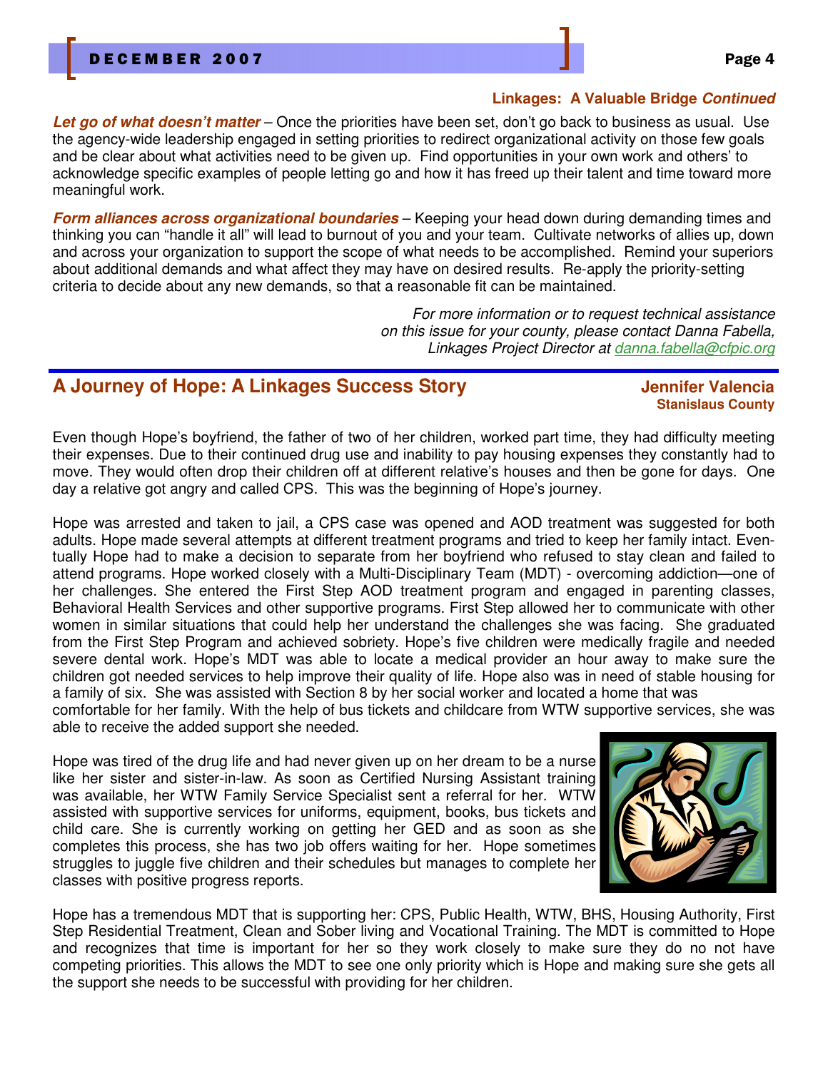**Linkages: A Valuable Bridge *Continued***

***Let go of what doesn't matter*** – Once the priorities have been set, don't go back to business as usual. Use the agency-wide leadership engaged in setting priorities to redirect organizational activity on those few goals and be clear about what activities need to be given up. Find opportunities in your own work and others' to acknowledge specific examples of people letting go and how it has freed up their talent and time toward more meaningful work.

***Form alliances across organizational boundaries*** – Keeping your head down during demanding times and thinking you can "handle it all" will lead to burnout of you and your team. Cultivate networks of allies up, down and across your organization to support the scope of what needs to be accomplished. Remind your superiors about additional demands and what affect they may have on desired results. Re-apply the priority-setting criteria to decide about any new demands, so that a reasonable fit can be maintained.

*For more information or to request technical assistance on this issue for your county, please contact Danna Fabella, Linkages Project Director at danna.fabella@cfpic.org*

## A Journey of Hope: A Linkages Success Story

**Jennifer Valencia**
**Stanislaus County**

Even though Hope's boyfriend, the father of two of her children, worked part time, they had difficulty meeting their expenses. Due to their continued drug use and inability to pay housing expenses they constantly had to move. They would often drop their children off at different relative's houses and then be gone for days. One day a relative got angry and called CPS. This was the beginning of Hope's journey.

Hope was arrested and taken to jail, a CPS case was opened and AOD treatment was suggested for both adults. Hope made several attempts at different treatment programs and tried to keep her family intact. Eventually Hope had to make a decision to separate from her boyfriend who refused to stay clean and failed to attend programs. Hope worked closely with a Multi-Disciplinary Team (MDT) - overcoming addiction—one of her challenges. She entered the First Step AOD treatment program and engaged in parenting classes, Behavioral Health Services and other supportive programs. First Step allowed her to communicate with other women in similar situations that could help her understand the challenges she was facing. She graduated from the First Step Program and achieved sobriety. Hope's five children were medically fragile and needed severe dental work. Hope's MDT was able to locate a medical provider an hour away to make sure the children got needed services to help improve their quality of life. Hope also was in need of stable housing for a family of six. She was assisted with Section 8 by her social worker and located a home that was comfortable for her family. With the help of bus tickets and childcare from WTW supportive services, she was able to receive the added support she needed.

Hope was tired of the drug life and had never given up on her dream to be a nurse like her sister and sister-in-law. As soon as Certified Nursing Assistant training was available, her WTW Family Service Specialist sent a referral for her. WTW assisted with supportive services for uniforms, equipment, books, bus tickets and child care. She is currently working on getting her GED and as soon as she completes this process, she has two job offers waiting for her. Hope sometimes struggles to juggle five children and their schedules but manages to complete her classes with positive progress reports.

Hope has a tremendous MDT that is supporting her: CPS, Public Health, WTW, BHS, Housing Authority, First Step Residential Treatment, Clean and Sober living and Vocational Training. The MDT is committed to Hope and recognizes that time is important for her so they work closely to make sure they do no not have competing priorities. This allows the MDT to see one only priority which is Hope and making sure she gets all the support she needs to be successful with providing for her children.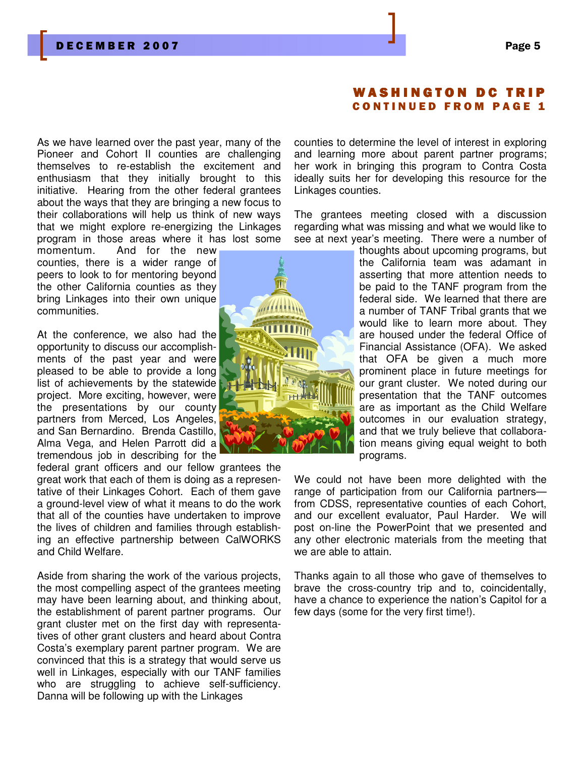## WASHINGTON DC TRIP
### CONTINUED FROM PAGE 1

As we have learned over the past year, many of the Pioneer and Cohort II counties are challenging themselves to re-establish the excitement and enthusiasm that they initially brought to this initiative. Hearing from the other federal grantees about the ways that they are bringing a new focus to their collaborations will help us think of new ways that we might explore re-energizing the Linkages program in those areas where it has lost some momentum. And for the new counties, there is a wider range of peers to look to for mentoring beyond the other California counties as they bring Linkages into their own unique communities.

At the conference, we also had the opportunity to discuss our accomplishments of the past year and were pleased to be able to provide a long list of achievements by the statewide project. More exciting, however, were the presentations by our county partners from Merced, Los Angeles, and San Bernardino. Brenda Castillo, Alma Vega, and Helen Parrott did a tremendous job in describing for the federal grant officers and our fellow grantees the great work that each of them is doing as a representative of their Linkages Cohort. Each of them gave a ground-level view of what it means to do the work that all of the counties have undertaken to improve the lives of children and families through establishing an effective partnership between CalWORKS and Child Welfare.

Aside from sharing the work of the various projects, the most compelling aspect of the grantees meeting may have been learning about, and thinking about, the establishment of parent partner programs. Our grant cluster met on the first day with representatives of other grant clusters and heard about Contra Costa's exemplary parent partner program. We are convinced that this is a strategy that would serve us well in Linkages, especially with our TANF families who are struggling to achieve self-sufficiency. Danna will be following up with the Linkages counties to determine the level of interest in exploring and learning more about parent partner programs; her work in bringing this program to Contra Costa ideally suits her for developing this resource for the Linkages counties.

The grantees meeting closed with a discussion regarding what was missing and what we would like to see at next year's meeting. There were a number of thoughts about upcoming programs, but the California team was adamant in asserting that more attention needs to be paid to the TANF program from the federal side. We learned that there are a number of TANF Tribal grants that we would like to learn more about. They are housed under the federal Office of Financial Assistance (OFA). We asked that OFA be given a much more prominent place in future meetings for our grant cluster. We noted during our presentation that the TANF outcomes are as important as the Child Welfare outcomes in our evaluation strategy, and that we truly believe that collaboration means giving equal weight to both programs.

We could not have been more delighted with the range of participation from our California partners—from CDSS, representative counties of each Cohort, and our excellent evaluator, Paul Harder. We will post on-line the PowerPoint that we presented and any other electronic materials from the meeting that we are able to attain.

Thanks again to all those who gave of themselves to brave the cross-country trip and to, coincidentally, have a chance to experience the nation's Capitol for a few days (some for the very first time!).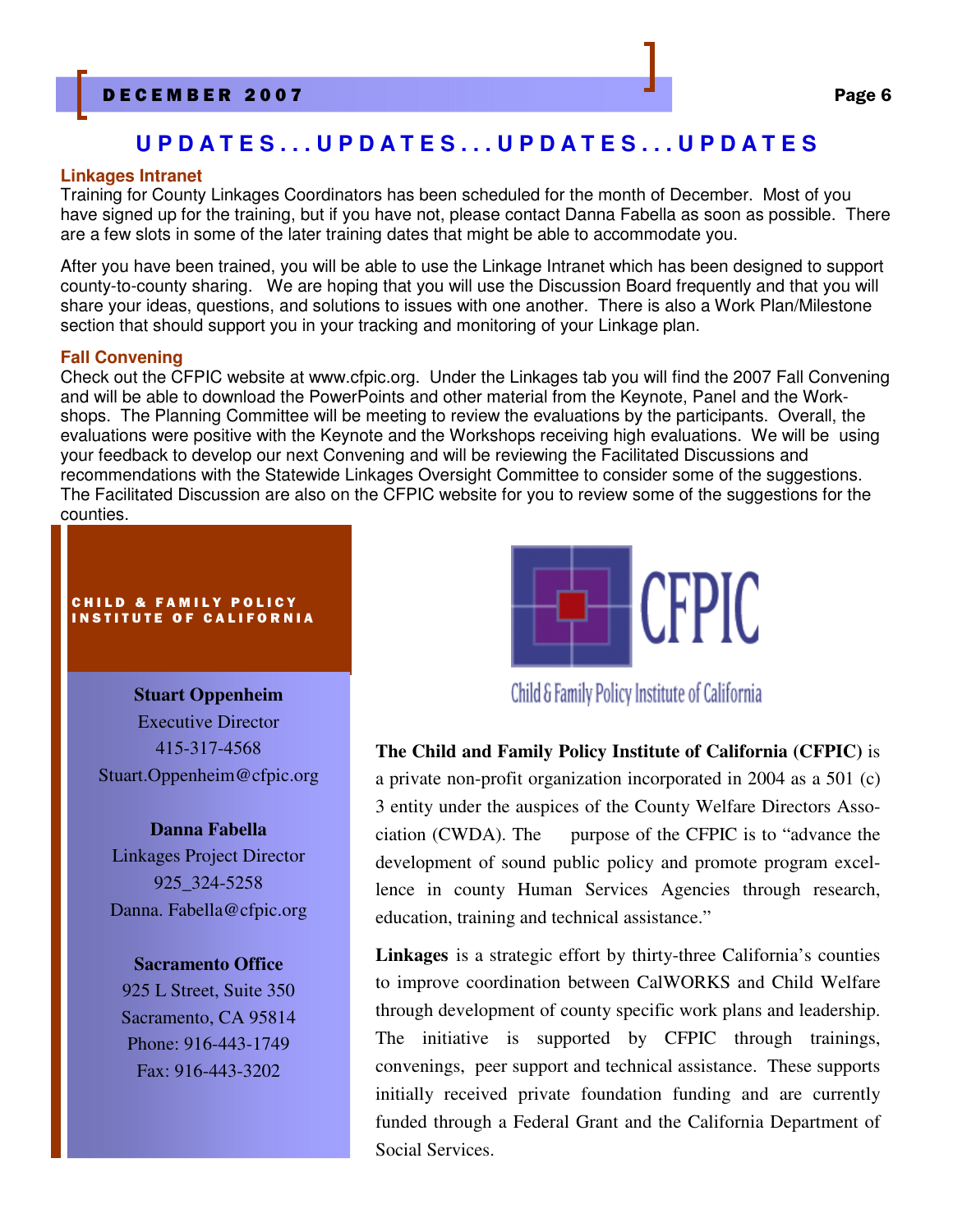# UPDATES...UPDATES...UPDATES...UPDATES

### Linkages Intranet

Training for County Linkages Coordinators has been scheduled for the month of December. Most of you have signed up for the training, but if you have not, please contact Danna Fabella as soon as possible. There are a few slots in some of the later training dates that might be able to accommodate you.

After you have been trained, you will be able to use the Linkage Intranet which has been designed to support county-to-county sharing. We are hoping that you will use the Discussion Board frequently and that you will share your ideas, questions, and solutions to issues with one another. There is also a Work Plan/Milestone section that should support you in your tracking and monitoring of your Linkage plan.

### Fall Convening

Check out the CFPIC website at www.cfpic.org. Under the Linkages tab you will find the 2007 Fall Convening and will be able to download the PowerPoints and other material from the Keynote, Panel and the Workshops. The Planning Committee will be meeting to review the evaluations by the participants. Overall, the evaluations were positive with the Keynote and the Workshops receiving high evaluations. We will be using your feedback to develop our next Convening and will be reviewing the Facilitated Discussions and recommendations with the Statewide Linkages Oversight Committee to consider some of the suggestions. The Facilitated Discussion are also on the CFPIC website for you to review some of the suggestions for the counties.

**CHILD & FAMILY POLICY INSTITUTE OF CALIFORNIA**

**Stuart Oppenheim**
Executive Director
415-317-4568
Stuart.Oppenheim@cfpic.org

**Danna Fabella**
Linkages Project Director
925_324-5258
Danna. Fabella@cfpic.org

**Sacramento Office**
925 L Street, Suite 350
Sacramento, CA 95814
Phone: 916-443-1749
Fax: 916-443-3202

CFPIC

Child & Family Policy Institute of California

**The Child and Family Policy Institute of California (CFPIC)** is a private non-profit organization incorporated in 2004 as a 501 (c) 3 entity under the auspices of the County Welfare Directors Association (CWDA). The purpose of the CFPIC is to "advance the development of sound public policy and promote program excellence in county Human Services Agencies through research, education, training and technical assistance."

**Linkages** is a strategic effort by thirty-three California's counties to improve coordination between CalWORKS and Child Welfare through development of county specific work plans and leadership. The initiative is supported by CFPIC through trainings, convenings, peer support and technical assistance. These supports initially received private foundation funding and are currently funded through a Federal Grant and the California Department of Social Services.